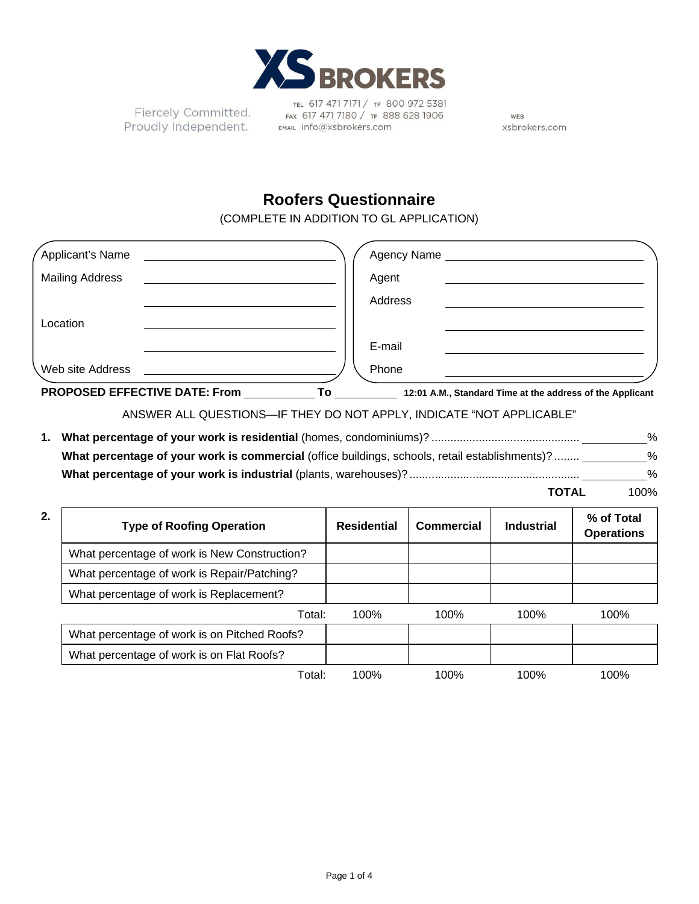**XS BROKERS**

Fiercely Committed. Proudly Independent.

TEL 617 471 7171 / TF 800 972 5381
FAX 617 471 7180 / TF 888 628 1906
EMAIL info@xsbrokers.com

WEB xsbrokers.com

# Roofers Questionnaire

(COMPLETE IN ADDITION TO GL APPLICATION)

Applicant's Name ______________________

Mailing Address ______________________

______________________

Location ______________________

______________________

Web site Address ______________________

Agency Name ______________________

Agent ______________________

Address ______________________

______________________

E-mail ______________________

Phone ______________________

**PROPOSED EFFECTIVE DATE: From** __________ **To** __________ **12:01 A.M., Standard Time at the address of the Applicant**

ANSWER ALL QUESTIONS—IF THEY DO NOT APPLY, INDICATE "NOT APPLICABLE"

1. **What percentage of your work is residential** (homes, condominiums)? .............................................. ________%

   **What percentage of your work is commercial** (office buildings, schools, retail establishments)? ........ ________%

   **What percentage of your work is industrial** (plants, warehouses)? ..................................................... ________%

   **TOTAL** 100%

2.

| Type of Roofing Operation | Residential | Commercial | Industrial | % of Total Operations |
|---|---|---|---|---|
| What percentage of work is New Construction? | | | | |
| What percentage of work is Repair/Patching? | | | | |
| What percentage of work is Replacement? | | | | |
| Total: | 100% | 100% | 100% | 100% |
| What percentage of work is on Pitched Roofs? | | | | |
| What percentage of work is on Flat Roofs? | | | | |
| Total: | 100% | 100% | 100% | 100% |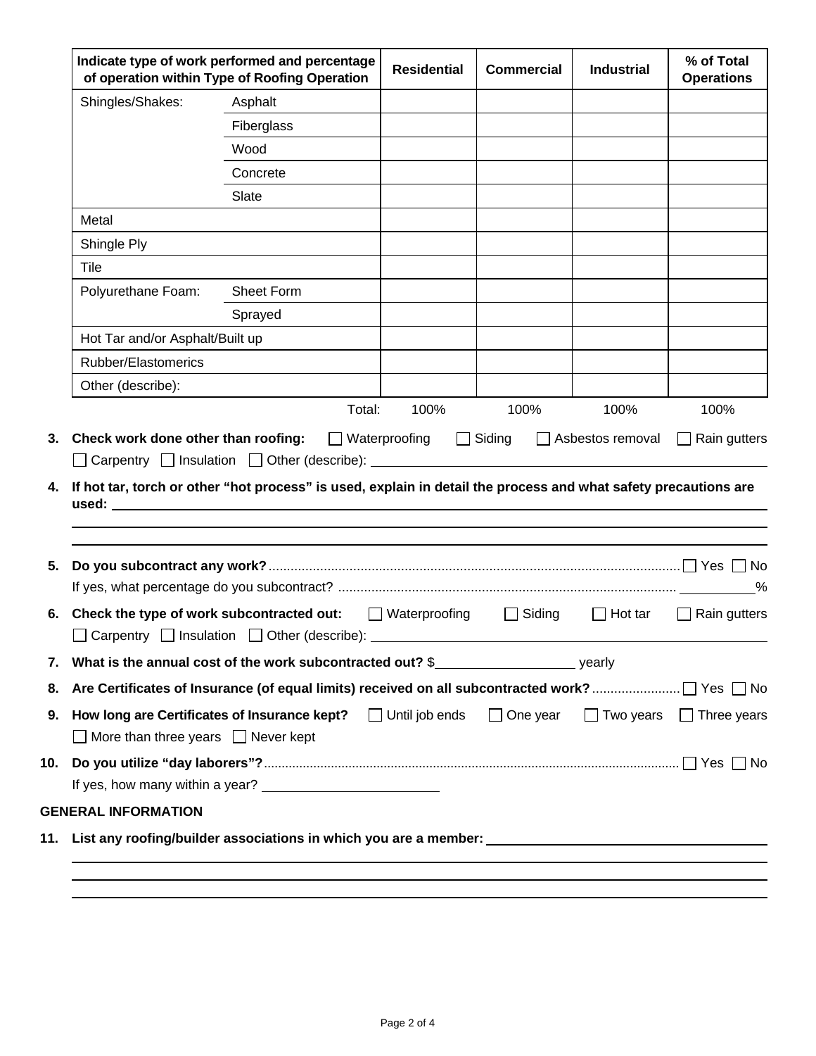| Indicate type of work performed and percentage of operation within Type of Roofing Operation | | Residential | Commercial | Industrial | % of Total Operations |
|---|---|---|---|---|---|
| Shingles/Shakes: | Asphalt | | | | |
| | Fiberglass | | | | |
| | Wood | | | | |
| | Concrete | | | | |
| | Slate | | | | |
| Metal | | | | | |
| Shingle Ply | | | | | |
| Tile | | | | | |
| Polyurethane Foam: | Sheet Form | | | | |
| | Sprayed | | | | |
| Hot Tar and/or Asphalt/Built up | | | | | |
| Rubber/Elastomerics | | | | | |
| Other (describe): | | | | | |
| | Total: | 100% | 100% | 100% | 100% |

**3. Check work done other than roofing:** ☐ Waterproofing ☐ Siding ☐ Asbestos removal ☐ Rain gutters ☐ Carpentry ☐ Insulation ☐ Other (describe): ______________________

**4. If hot tar, torch or other "hot process" is used, explain in detail the process and what safety precautions are used:** ______________________

______________________

______________________

**5. Do you subcontract any work?** ☐ Yes ☐ No

If yes, what percentage do you subcontract? ________%

**6. Check the type of work subcontracted out:** ☐ Waterproofing ☐ Siding ☐ Hot tar ☐ Rain gutters ☐ Carpentry ☐ Insulation ☐ Other (describe): ______________________

**7. What is the annual cost of the work subcontracted out?** $__________________ yearly

**8. Are Certificates of Insurance (of equal limits) received on all subcontracted work?** ☐ Yes ☐ No

**9. How long are Certificates of Insurance kept?** ☐ Until job ends ☐ One year ☐ Two years ☐ Three years ☐ More than three years ☐ Never kept

**10. Do you utilize "day laborers"?** ☐ Yes ☐ No

If yes, how many within a year? ______________________

**GENERAL INFORMATION**

**11. List any roofing/builder associations in which you are a member:** ______________________

______________________

______________________

______________________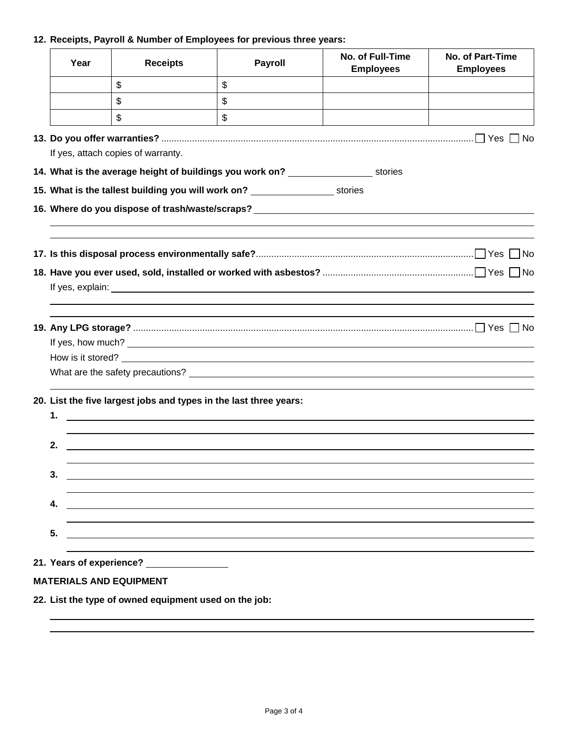**12. Receipts, Payroll & Number of Employees for previous three years:**

| Year | Receipts | Payroll | No. of Full-Time Employees | No. of Part-Time Employees |
|---|---|---|---|---|
| | $ | $ | | |
| | $ | $ | | |
| | $ | $ | | |

**13. Do you offer warranties?** ☐ Yes ☐ No

If yes, attach copies of warranty.

**14. What is the average height of buildings you work on?** \_\_\_\_\_\_\_\_\_\_ stories

**15. What is the tallest building you will work on?** \_\_\_\_\_\_\_\_\_\_ stories

**16. Where do you dispose of trash/waste/scraps?** \_\_\_\_\_\_\_\_\_\_\_\_\_\_\_\_\_\_\_\_

**17. Is this disposal process environmentally safe?** ☐ Yes ☐ No

**18. Have you ever used, sold, installed or worked with asbestos?** ☐ Yes ☐ No

If yes, explain: \_\_\_\_\_\_\_\_\_\_\_\_\_\_\_\_\_\_\_\_

**19. Any LPG storage?** ☐ Yes ☐ No

If yes, how much? \_\_\_\_\_\_\_\_\_\_\_\_\_\_\_\_\_\_\_\_

How is it stored? \_\_\_\_\_\_\_\_\_\_\_\_\_\_\_\_\_\_\_\_

What are the safety precautions? \_\_\_\_\_\_\_\_\_\_\_\_\_\_\_\_\_\_\_\_

**20. List the five largest jobs and types in the last three years:**

**1.** \_\_\_\_\_\_\_\_\_\_\_\_\_\_\_\_\_\_\_\_

**2.** \_\_\_\_\_\_\_\_\_\_\_\_\_\_\_\_\_\_\_\_

**3.** \_\_\_\_\_\_\_\_\_\_\_\_\_\_\_\_\_\_\_\_

**4.** \_\_\_\_\_\_\_\_\_\_\_\_\_\_\_\_\_\_\_\_

**5.** \_\_\_\_\_\_\_\_\_\_\_\_\_\_\_\_\_\_\_\_

**21. Years of experience?** \_\_\_\_\_\_\_\_\_\_

**MATERIALS AND EQUIPMENT**

**22. List the type of owned equipment used on the job:**

\_\_\_\_\_\_\_\_\_\_\_\_\_\_\_\_\_\_\_\_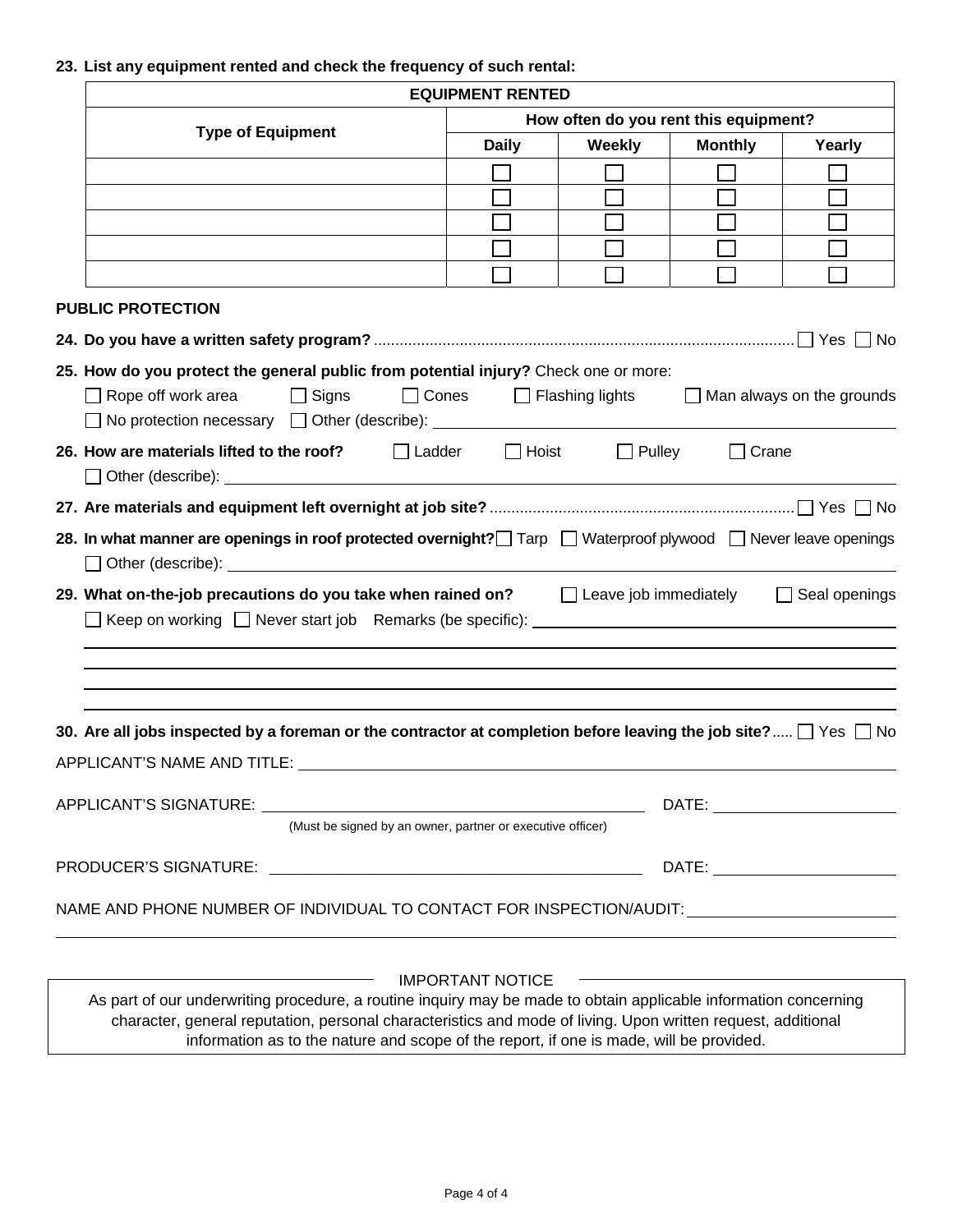**23. List any equipment rented and check the frequency of such rental:**

| EQUIPMENT RENTED | | | | |
|---|---|---|---|---|
| **Type of Equipment** | **How often do you rent this equipment?** | | | |
| | **Daily** | **Weekly** | **Monthly** | **Yearly** |
| | ☐ | ☐ | ☐ | ☐ |
| | ☐ | ☐ | ☐ | ☐ |
| | ☐ | ☐ | ☐ | ☐ |
| | ☐ | ☐ | ☐ | ☐ |
| | ☐ | ☐ | ☐ | ☐ |

## PUBLIC PROTECTION

**24. Do you have a written safety program?** .......... ☐ Yes ☐ No

**25. How do you protect the general public from potential injury?** Check one or more:
☐ Rope off work area ☐ Signs ☐ Cones ☐ Flashing lights ☐ Man always on the grounds
☐ No protection necessary ☐ Other (describe): ____________________

**26. How are materials lifted to the roof?** ☐ Ladder ☐ Hoist ☐ Pulley ☐ Crane
☐ Other (describe): ____________________

**27. Are materials and equipment left overnight at job site?** .......... ☐ Yes ☐ No

**28. In what manner are openings in roof protected overnight?** ☐ Tarp ☐ Waterproof plywood ☐ Never leave openings
☐ Other (describe): ____________________

**29. What on-the-job precautions do you take when rained on?** ☐ Leave job immediately ☐ Seal openings
☐ Keep on working ☐ Never start job Remarks (be specific): ____________________

____________________

____________________

____________________

**30. Are all jobs inspected by a foreman or the contractor at completion before leaving the job site?** ..... ☐ Yes ☐ No

APPLICANT'S NAME AND TITLE: ____________________

APPLICANT'S SIGNATURE: ____________________ DATE: ____________
(Must be signed by an owner, partner or executive officer)

PRODUCER'S SIGNATURE: ____________________ DATE: ____________

NAME AND PHONE NUMBER OF INDIVIDUAL TO CONTACT FOR INSPECTION/AUDIT: ____________________

____________________

IMPORTANT NOTICE

As part of our underwriting procedure, a routine inquiry may be made to obtain applicable information concerning character, general reputation, personal characteristics and mode of living. Upon written request, additional information as to the nature and scope of the report, if one is made, will be provided.